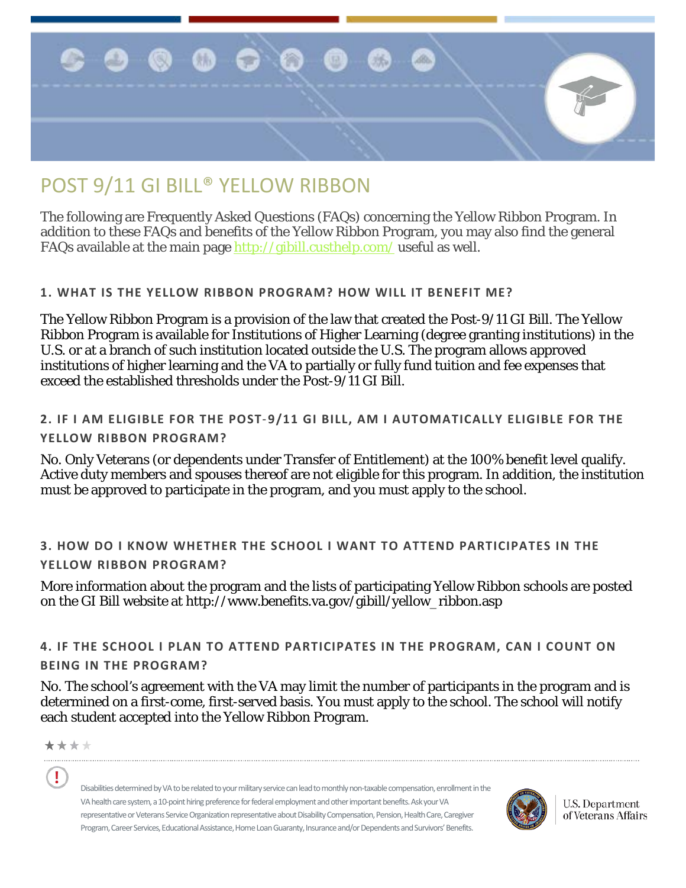# POST 9/11 GI BILL® YELLOW RIBBON

The following are Frequently Asked Questions (FAQs) concerning the Yellow Ribbon Program. In addition to these FAQs and benefits of the Yellow Ribbon Program, you may also find the general FAQs available at the main page http://gibill.custhelp.com/ useful as well.

### 1. WHAT IS THE YELLOW RIBBON PROGRAM? HOW WILL IT BENEFIT ME?

The Yellow Ribbon Program is a provision of the law that created the Post-9/11 GI Bill. The Yellow Ribbon Program is available for Institutions of Higher Learning (degree granting institutions) in the U.S. or at a branch of such institution located outside the U.S. The program allows approved institutions of higher learning and the VA to partially or fully fund tuition and fee expenses that exceed the established thresholds under the Post-9/11 GI Bill.

### 2. IF I AM ELIGIBLE FOR THE POST-9/11 GI BILL, AM I AUTOMATICALLY ELIGIBLE FOR THE YELLOW RIBBON PROGRAM?

No. Only Veterans (or dependents under Transfer of Entitlement) at the 100% benefit level qualify. Active duty members and spouses thereof are not eligible for this program. In addition, the institution must be approved to participate in the program, and you must apply to the school.

### 3. HOW DO I KNOW WHETHER THE SCHOOL I WANT TO ATTEND PARTICIPATES IN THE YELLOW RIBBON PROGRAM?

More information about the program and the lists of participating Yellow Ribbon schools are posted on the GI Bill website at http://www.benefits.va.gov/gibill/yellow_ribbon.asp

### 4. IF THE SCHOOL I PLAN TO ATTEND PARTICIPATES IN THE PROGRAM, CAN I COUNT ON BEING IN THE PROGRAM?

No. The school's agreement with the VA may limit the number of participants in the program and is determined on a first-come, first-served basis. You must apply to the school. The school will notify each student accepted into the Yellow Ribbon Program.

Disabilities determined by VA to be related to your military service can lead to monthly non-taxable compensation, enrollment in the VA health care system, a 10-point hiring preference for federal employment and other important benefits. Ask your VA representative or Veterans Service Organization representative about Disability Compensation, Pension, Health Care, Caregiver Program, Career Services, Educational Assistance, Home Loan Guaranty, Insurance and/or Dependents and Survivors' Benefits.

U.S. Department of Veterans Affairs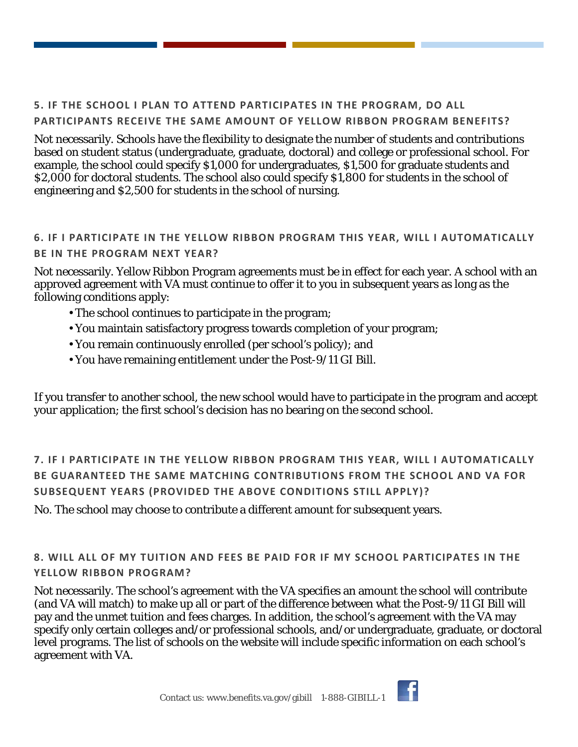### 5. IF THE SCHOOL I PLAN TO ATTEND PARTICIPATES IN THE PROGRAM, DO ALL PARTICIPANTS RECEIVE THE SAME AMOUNT OF YELLOW RIBBON PROGRAM BENEFITS?

Not necessarily. Schools have the flexibility to designate the number of students and contributions based on student status (undergraduate, graduate, doctoral) and college or professional school. For example, the school could specify $1,000 for undergraduates, $1,500 for graduate students and $2,000 for doctoral students. The school also could specify $1,800 for students in the school of engineering and $2,500 for students in the school of nursing.

### 6. IF I PARTICIPATE IN THE YELLOW RIBBON PROGRAM THIS YEAR, WILL I AUTOMATICALLY BE IN THE PROGRAM NEXT YEAR?

Not necessarily. Yellow Ribbon Program agreements must be in effect for each year. A school with an approved agreement with VA must continue to offer it to you in subsequent years as long as the following conditions apply:

- The school continues to participate in the program;
- You maintain satisfactory progress towards completion of your program;
- You remain continuously enrolled (per school's policy); and
- You have remaining entitlement under the Post-9/11 GI Bill.

If you transfer to another school, the new school would have to participate in the program and accept your application; the first school's decision has no bearing on the second school.

### 7. IF I PARTICIPATE IN THE YELLOW RIBBON PROGRAM THIS YEAR, WILL I AUTOMATICALLY BE GUARANTEED THE SAME MATCHING CONTRIBUTIONS FROM THE SCHOOL AND VA FOR SUBSEQUENT YEARS (PROVIDED THE ABOVE CONDITIONS STILL APPLY)?

No. The school may choose to contribute a different amount for subsequent years.

### 8. WILL ALL OF MY TUITION AND FEES BE PAID FOR IF MY SCHOOL PARTICIPATES IN THE YELLOW RIBBON PROGRAM?

Not necessarily. The school's agreement with the VA specifies an amount the school will contribute (and VA will match) to make up all or part of the difference between what the Post-9/11 GI Bill will pay and the unmet tuition and fees charges. In addition, the school's agreement with the VA may specify only certain colleges and/or professional schools, and/or undergraduate, graduate, or doctoral level programs. The list of schools on the website will include specific information on each school's agreement with VA.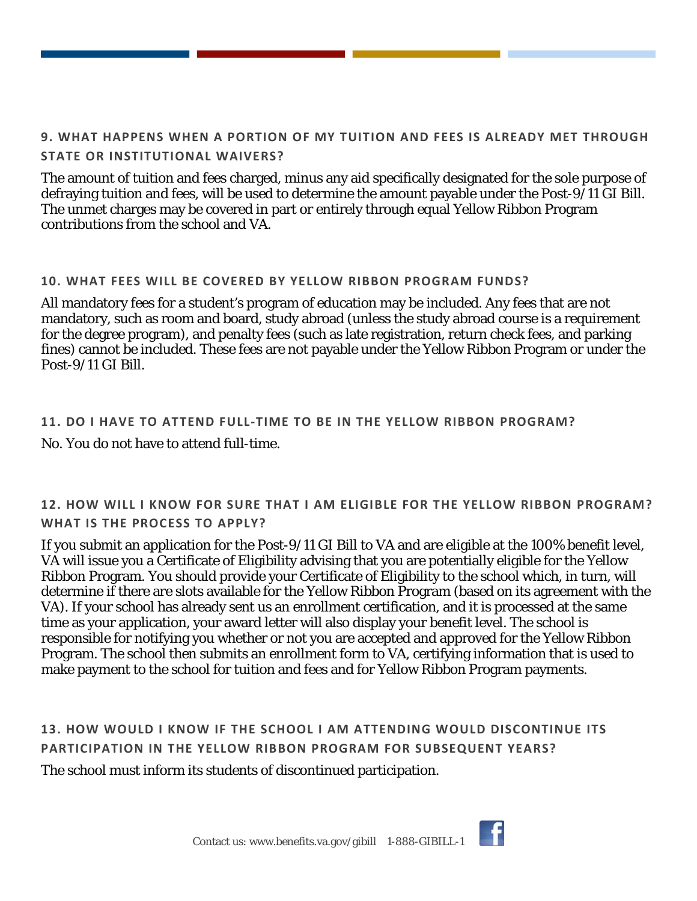### 9. WHAT HAPPENS WHEN A PORTION OF MY TUITION AND FEES IS ALREADY MET THROUGH STATE OR INSTITUTIONAL WAIVERS?

The amount of tuition and fees charged, minus any aid specifically designated for the sole purpose of defraying tuition and fees, will be used to determine the amount payable under the Post-9/11 GI Bill. The unmet charges may be covered in part or entirely through equal Yellow Ribbon Program contributions from the school and VA.

### 10. WHAT FEES WILL BE COVERED BY YELLOW RIBBON PROGRAM FUNDS?

All mandatory fees for a student's program of education may be included. Any fees that are not mandatory, such as room and board, study abroad (unless the study abroad course is a requirement for the degree program), and penalty fees (such as late registration, return check fees, and parking fines) cannot be included. These fees are not payable under the Yellow Ribbon Program or under the Post-9/11 GI Bill.

### 11. DO I HAVE TO ATTEND FULL-TIME TO BE IN THE YELLOW RIBBON PROGRAM?

No. You do not have to attend full-time.

### 12. HOW WILL I KNOW FOR SURE THAT I AM ELIGIBLE FOR THE YELLOW RIBBON PROGRAM? WHAT IS THE PROCESS TO APPLY?

If you submit an application for the Post-9/11 GI Bill to VA and are eligible at the 100% benefit level, VA will issue you a Certificate of Eligibility advising that you are potentially eligible for the Yellow Ribbon Program. You should provide your Certificate of Eligibility to the school which, in turn, will determine if there are slots available for the Yellow Ribbon Program (based on its agreement with the VA). If your school has already sent us an enrollment certification, and it is processed at the same time as your application, your award letter will also display your benefit level. The school is responsible for notifying you whether or not you are accepted and approved for the Yellow Ribbon Program. The school then submits an enrollment form to VA, certifying information that is used to make payment to the school for tuition and fees and for Yellow Ribbon Program payments.

### 13. HOW WOULD I KNOW IF THE SCHOOL I AM ATTENDING WOULD DISCONTINUE ITS PARTICIPATION IN THE YELLOW RIBBON PROGRAM FOR SUBSEQUENT YEARS?

The school must inform its students of discontinued participation.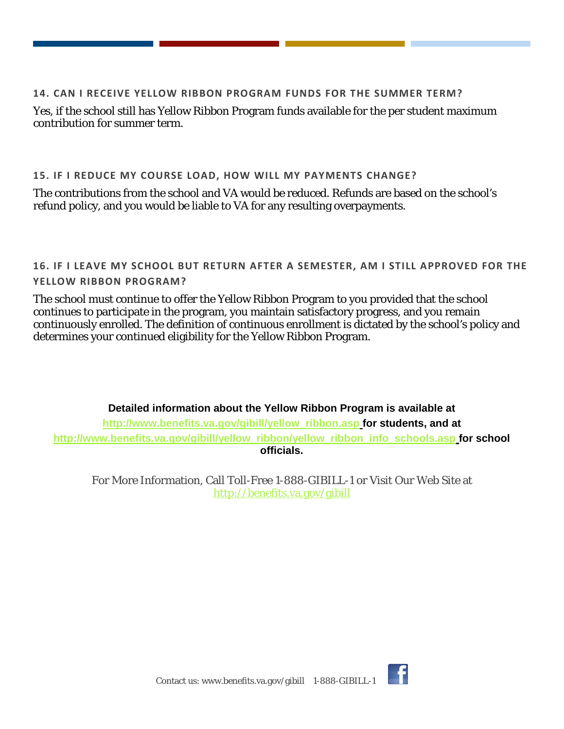### 14. CAN I RECEIVE YELLOW RIBBON PROGRAM FUNDS FOR THE SUMMER TERM?

Yes, if the school still has Yellow Ribbon Program funds available for the per student maximum contribution for summer term.

### 15. IF I REDUCE MY COURSE LOAD, HOW WILL MY PAYMENTS CHANGE?

The contributions from the school and VA would be reduced. Refunds are based on the school's refund policy, and you would be liable to VA for any resulting overpayments.

### 16. IF I LEAVE MY SCHOOL BUT RETURN AFTER A SEMESTER, AM I STILL APPROVED FOR THE YELLOW RIBBON PROGRAM?

The school must continue to offer the Yellow Ribbon Program to you provided that the school continues to participate in the program, you maintain satisfactory progress, and you remain continuously enrolled. The definition of continuous enrollment is dictated by the school's policy and determines your continued eligibility for the Yellow Ribbon Program.

**Detailed information about the Yellow Ribbon Program is available at http://www.benefits.va.gov/gibill/yellow_ribbon.asp for students, and at http://www.benefits.va.gov/gibill/yellow_ribbon/yellow_ribbon_info_schools.asp for school officials.**

For More Information, Call Toll-Free 1-888-GIBILL-1 or Visit Our Web Site at http://benefits.va.gov/gibill